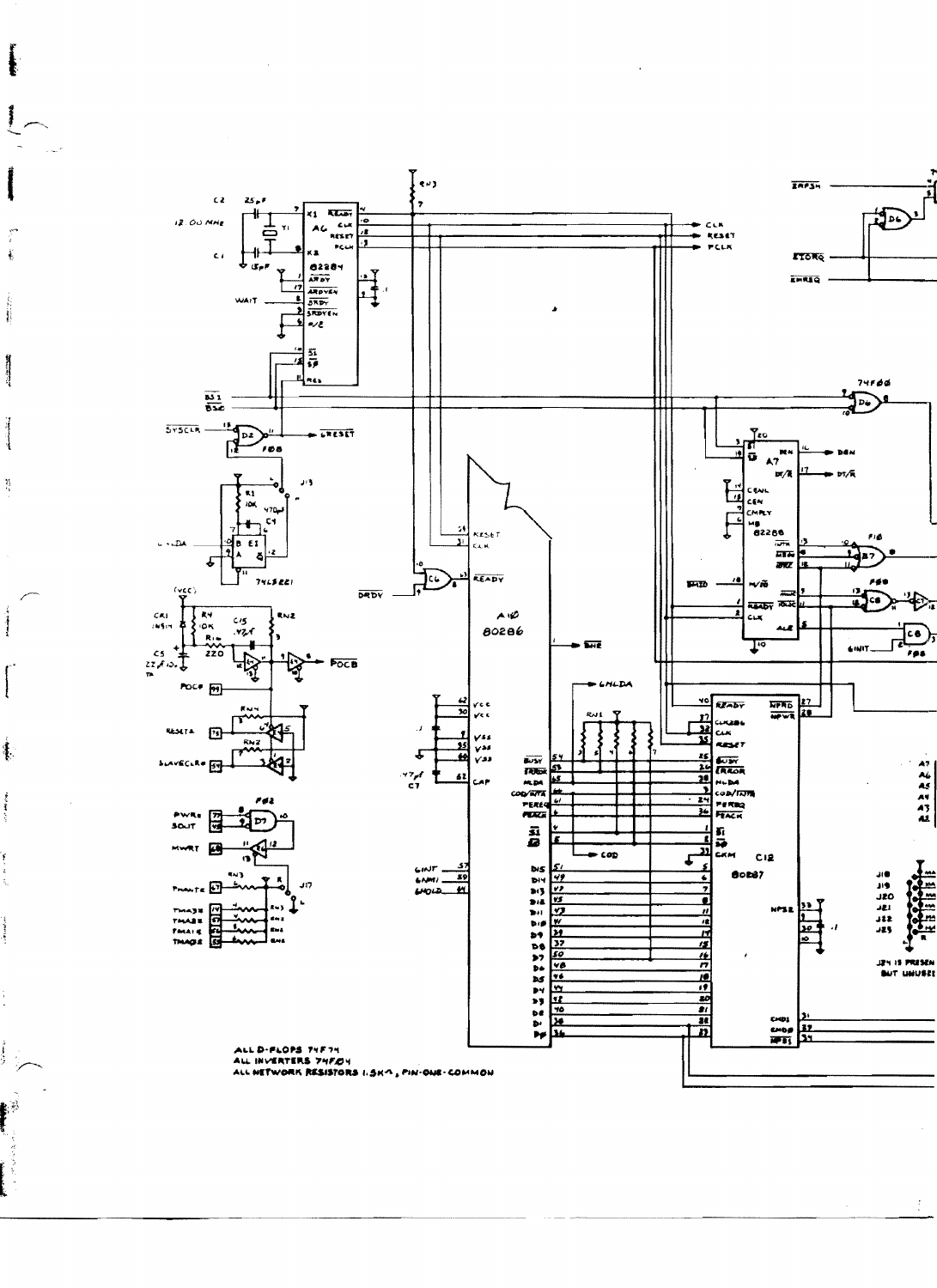ALL D-FLOPS 74F74
ALL INVERTERS 74F04
ALL NETWORK RESISTORS 1.5KΩ, PIN-ONE-COMMON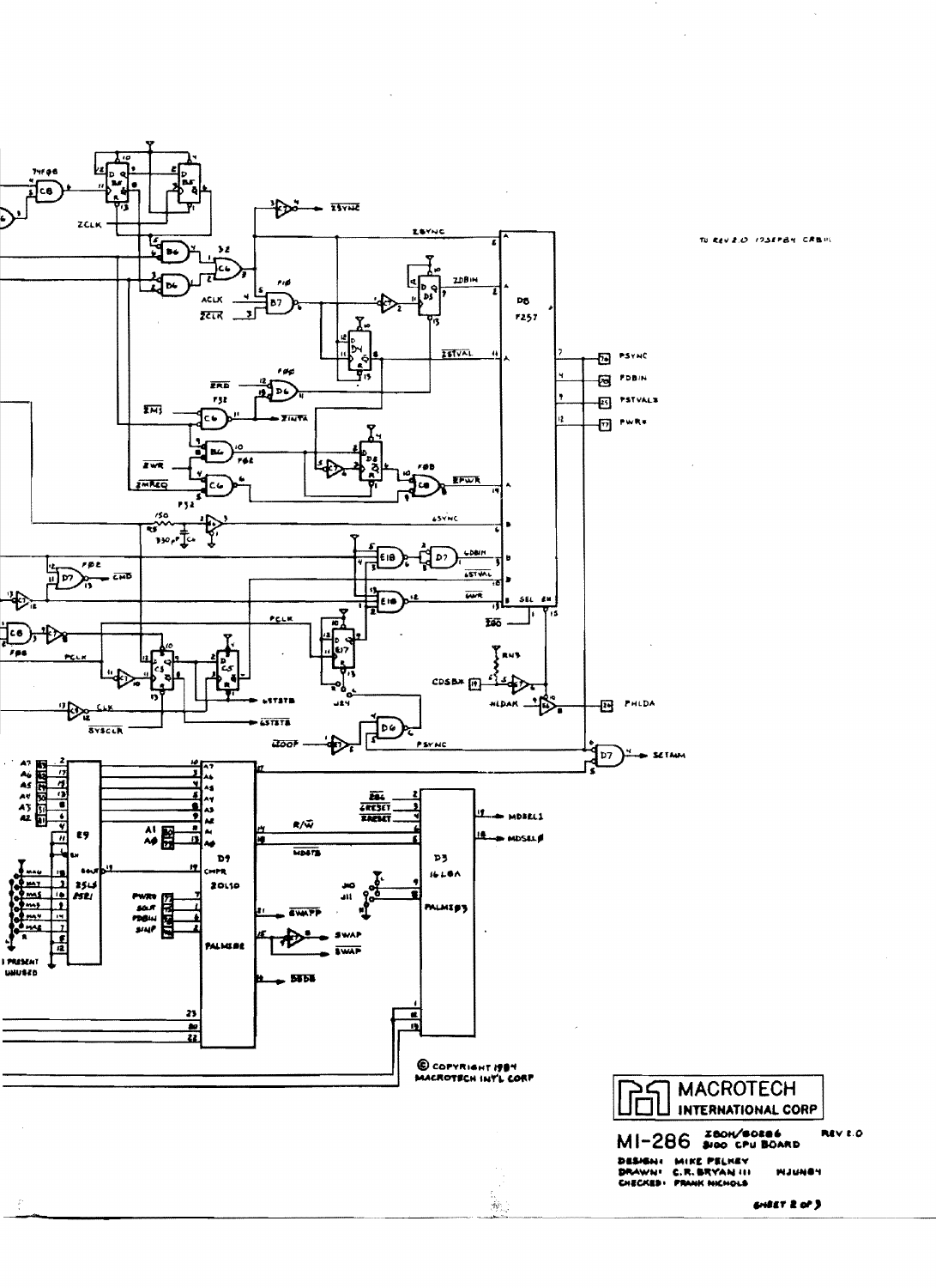TO REV 2.0 17SEP84 CRB III

© COPYRIGHT 1984
MACROTECH INT'L CORP

MACROTECH
INTERNATIONAL CORP

MI-286 Z80H/80286 S100 CPU BOARD REV 2.0

DESIGN: MIKE PELKEY
DRAWN: C.R. BRYAN III 14JUN84
CHECKED: FRANK NICHOLS

SHEET 2 OF 3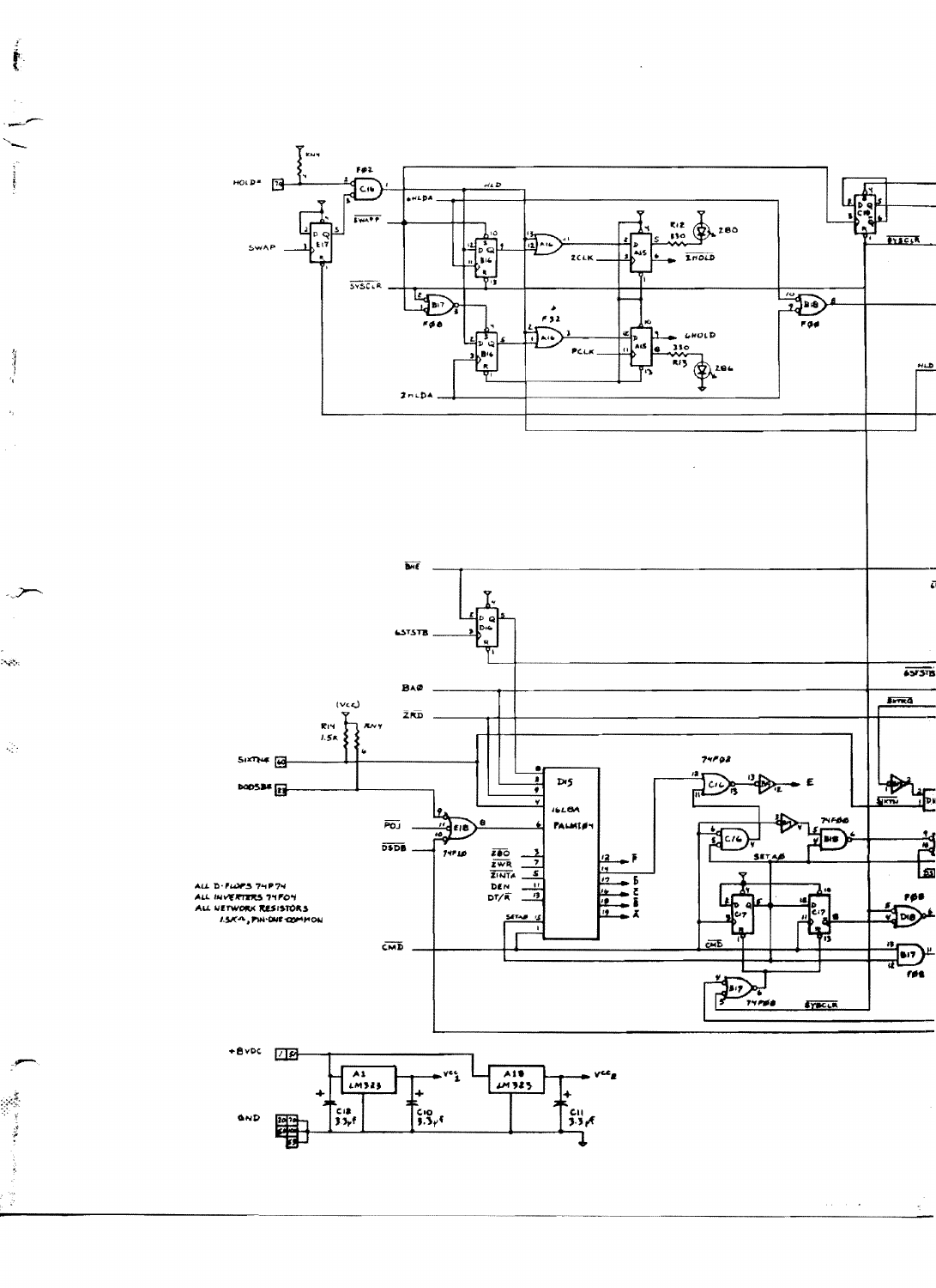ALL D-FLOPS 74F74
ALL INVERTERS 74F04
ALL NETWORK RESISTORS 1.5K Ω, PIN-ONE COMMON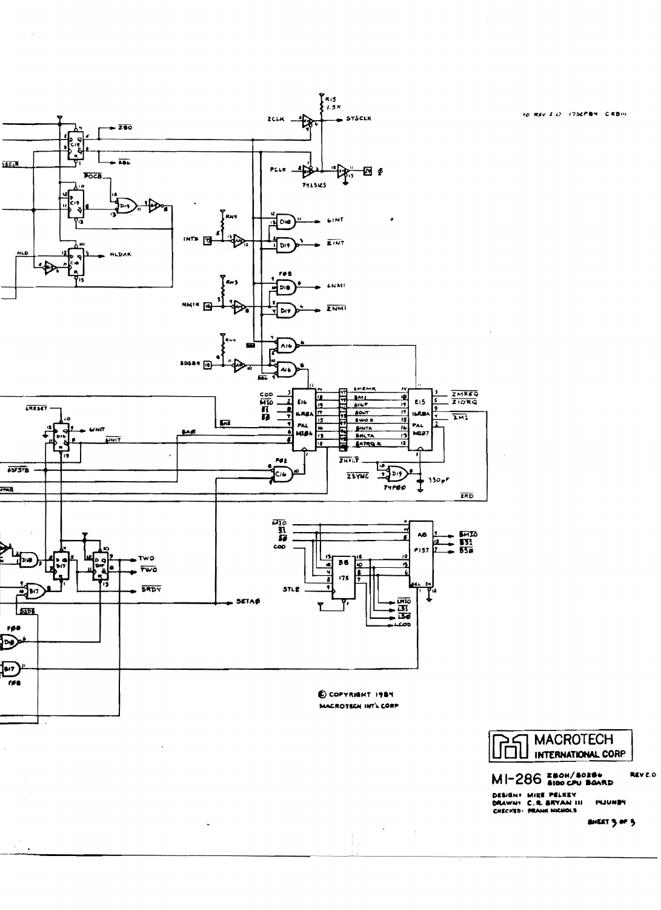TO REV 2.0 17SEP84 CRB III

© COPYRIGHT 1984
MACROTECH INT'L CORP

MACROTECH
INTERNATIONAL CORP

MI-286 Z80H/80286 S100 CPU BOARD REV 2.0

DESIGN: MIKE PELKEY
DRAWN: C.R. BRYAN III 1JUN84
CHECKED: FRANK NICHOLS

SHEET 3 OF 3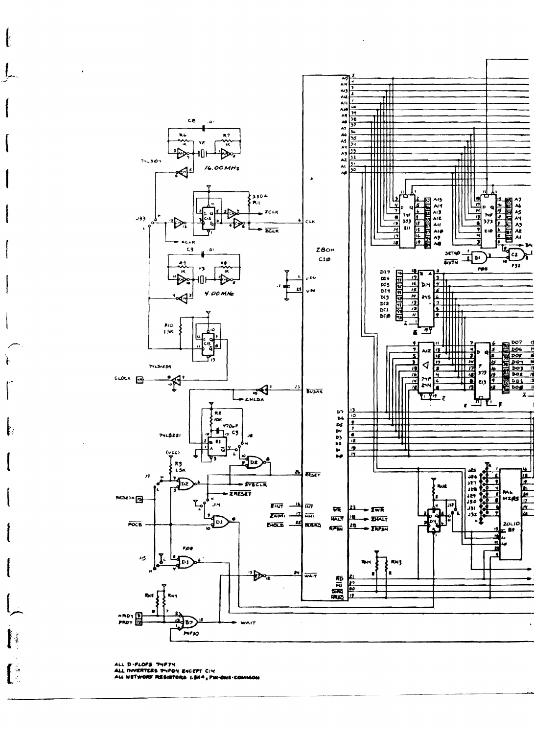ALL D-FLOPS 74F74
ALL INVERTERS 74F04 EXCEPT C14
ALL NETWORK RESISTORS 1.5K4, PIN-ONE-COMMON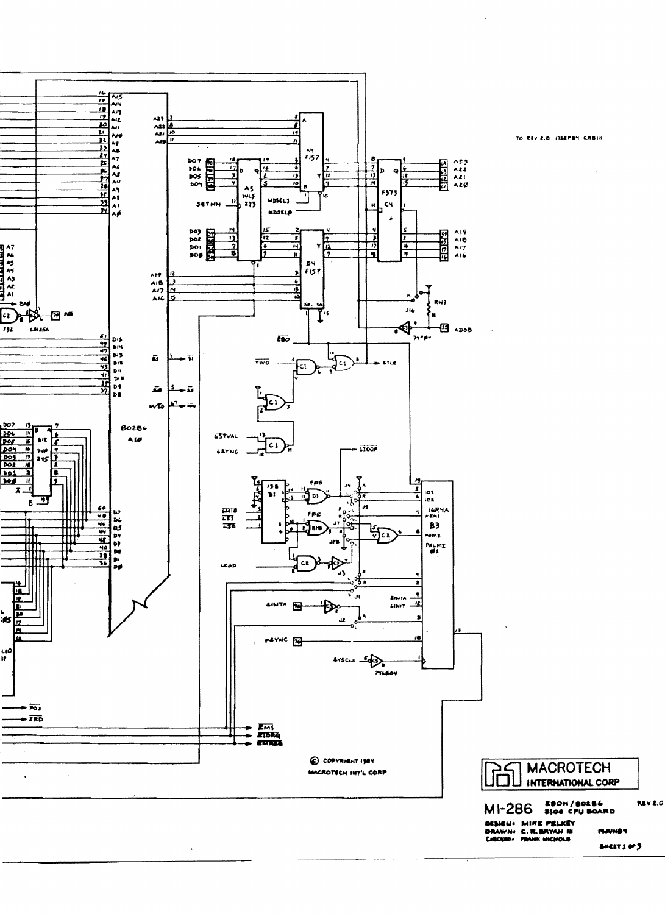TO REV 2.0 17SEP84 CRB III

© COPYRIGHT 1984
MACROTECH INT'L CORP

MACROTECH
INTERNATIONAL CORP

MI-286 Z80H/80286 S100 CPU BOARD REV 2.0

DESIGN: MIKE PELKEY
DRAWN: C. R. BRYAN III
CHECKED: FRANK NICHOLS

MJUN84

SHEET 1 OF 3